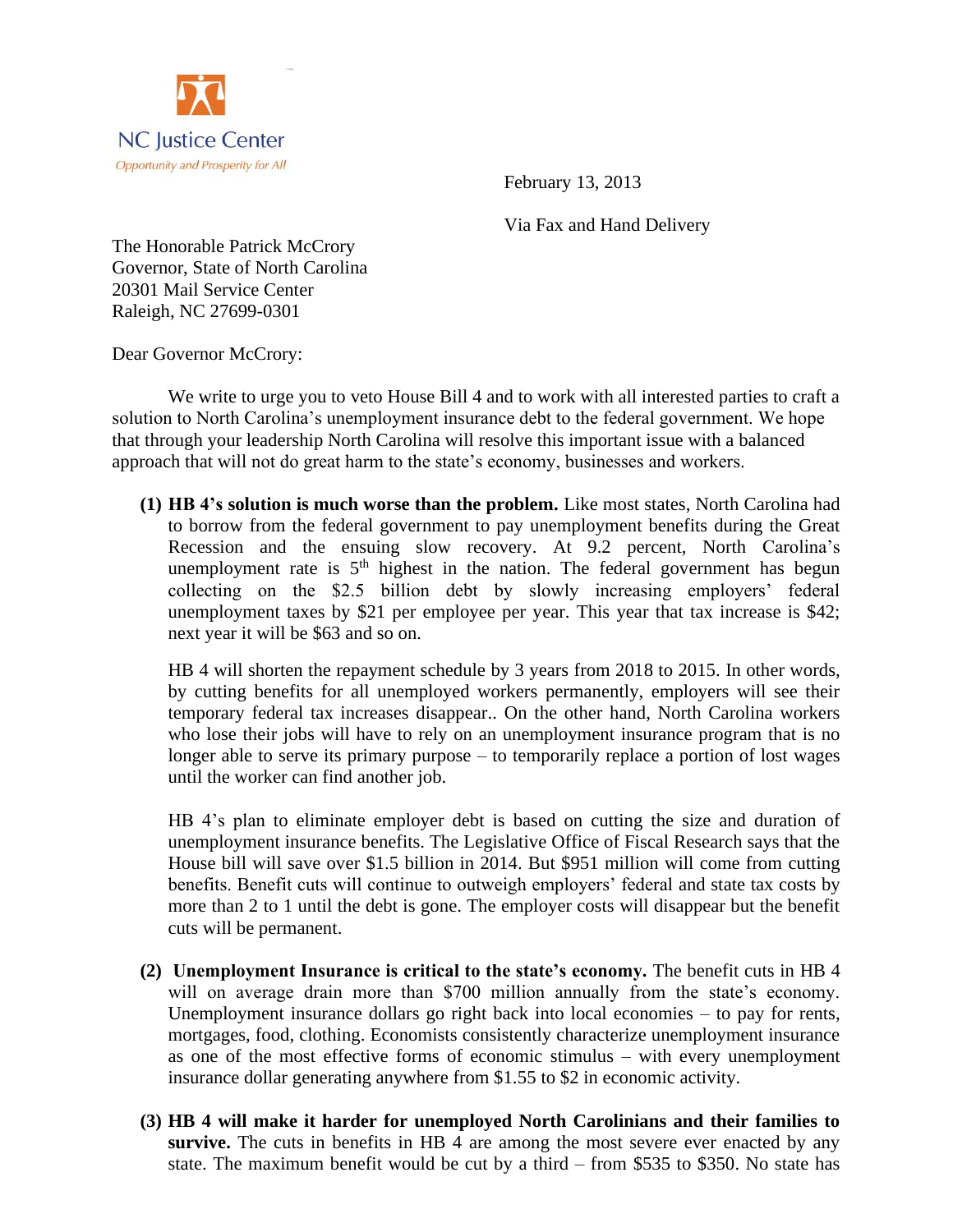NC Justice Center
*Opportunity and Prosperity for All*

February 13, 2013

Via Fax and Hand Delivery

The Honorable Patrick McCrory
Governor, State of North Carolina
20301 Mail Service Center
Raleigh, NC 27699-0301

Dear Governor McCrory:

We write to urge you to veto House Bill 4 and to work with all interested parties to craft a solution to North Carolina's unemployment insurance debt to the federal government. We hope that through your leadership North Carolina will resolve this important issue with a balanced approach that will not do great harm to the state's economy, businesses and workers.

(1) **HB 4's solution is much worse than the problem.** Like most states, North Carolina had to borrow from the federal government to pay unemployment benefits during the Great Recession and the ensuing slow recovery. At 9.2 percent, North Carolina's unemployment rate is 5th highest in the nation. The federal government has begun collecting on the $2.5 billion debt by slowly increasing employers' federal unemployment taxes by $21 per employee per year. This year that tax increase is $42; next year it will be $63 and so on.

   HB 4 will shorten the repayment schedule by 3 years from 2018 to 2015. In other words, by cutting benefits for all unemployed workers permanently, employers will see their temporary federal tax increases disappear.. On the other hand, North Carolina workers who lose their jobs will have to rely on an unemployment insurance program that is no longer able to serve its primary purpose – to temporarily replace a portion of lost wages until the worker can find another job.

   HB 4's plan to eliminate employer debt is based on cutting the size and duration of unemployment insurance benefits. The Legislative Office of Fiscal Research says that the House bill will save over $1.5 billion in 2014. But $951 million will come from cutting benefits. Benefit cuts will continue to outweigh employers' federal and state tax costs by more than 2 to 1 until the debt is gone. The employer costs will disappear but the benefit cuts will be permanent.

(2) **Unemployment Insurance is critical to the state's economy.** The benefit cuts in HB 4 will on average drain more than $700 million annually from the state's economy. Unemployment insurance dollars go right back into local economies – to pay for rents, mortgages, food, clothing. Economists consistently characterize unemployment insurance as one of the most effective forms of economic stimulus – with every unemployment insurance dollar generating anywhere from $1.55 to $2 in economic activity.

(3) **HB 4 will make it harder for unemployed North Carolinians and their families to survive.** The cuts in benefits in HB 4 are among the most severe ever enacted by any state. The maximum benefit would be cut by a third – from $535 to $350. No state has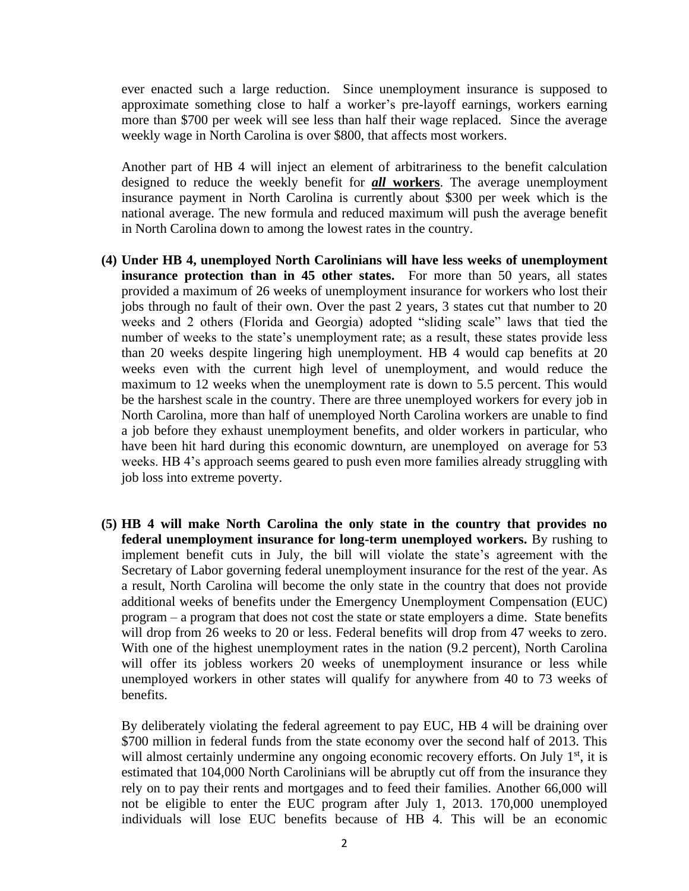ever enacted such a large reduction. Since unemployment insurance is supposed to approximate something close to half a worker's pre-layoff earnings, workers earning more than $700 per week will see less than half their wage replaced. Since the average weekly wage in North Carolina is over $800, that affects most workers.

Another part of HB 4 will inject an element of arbitrariness to the benefit calculation designed to reduce the weekly benefit for ***all* workers**. The average unemployment insurance payment in North Carolina is currently about $300 per week which is the national average. The new formula and reduced maximum will push the average benefit in North Carolina down to among the lowest rates in the country.

**(4) Under HB 4, unemployed North Carolinians will have less weeks of unemployment insurance protection than in 45 other states.** For more than 50 years, all states provided a maximum of 26 weeks of unemployment insurance for workers who lost their jobs through no fault of their own. Over the past 2 years, 3 states cut that number to 20 weeks and 2 others (Florida and Georgia) adopted "sliding scale" laws that tied the number of weeks to the state's unemployment rate; as a result, these states provide less than 20 weeks despite lingering high unemployment. HB 4 would cap benefits at 20 weeks even with the current high level of unemployment, and would reduce the maximum to 12 weeks when the unemployment rate is down to 5.5 percent. This would be the harshest scale in the country. There are three unemployed workers for every job in North Carolina, more than half of unemployed North Carolina workers are unable to find a job before they exhaust unemployment benefits, and older workers in particular, who have been hit hard during this economic downturn, are unemployed on average for 53 weeks. HB 4's approach seems geared to push even more families already struggling with job loss into extreme poverty.

**(5) HB 4 will make North Carolina the only state in the country that provides no federal unemployment insurance for long-term unemployed workers.** By rushing to implement benefit cuts in July, the bill will violate the state's agreement with the Secretary of Labor governing federal unemployment insurance for the rest of the year. As a result, North Carolina will become the only state in the country that does not provide additional weeks of benefits under the Emergency Unemployment Compensation (EUC) program – a program that does not cost the state or state employers a dime. State benefits will drop from 26 weeks to 20 or less. Federal benefits will drop from 47 weeks to zero. With one of the highest unemployment rates in the nation (9.2 percent), North Carolina will offer its jobless workers 20 weeks of unemployment insurance or less while unemployed workers in other states will qualify for anywhere from 40 to 73 weeks of benefits.

By deliberately violating the federal agreement to pay EUC, HB 4 will be draining over $700 million in federal funds from the state economy over the second half of 2013. This will almost certainly undermine any ongoing economic recovery efforts. On July 1st, it is estimated that 104,000 North Carolinians will be abruptly cut off from the insurance they rely on to pay their rents and mortgages and to feed their families. Another 66,000 will not be eligible to enter the EUC program after July 1, 2013. 170,000 unemployed individuals will lose EUC benefits because of HB 4. This will be an economic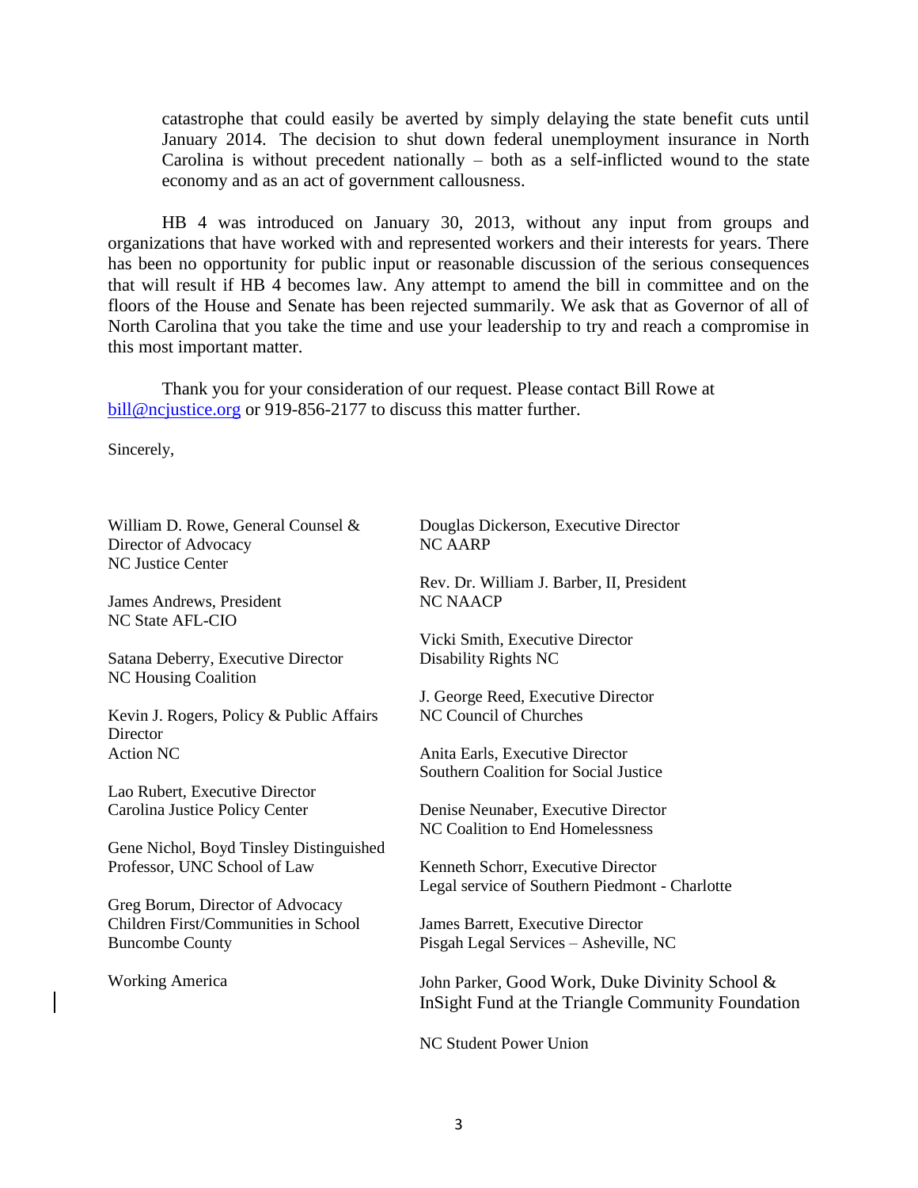catastrophe that could easily be averted by simply delaying the state benefit cuts until January 2014. The decision to shut down federal unemployment insurance in North Carolina is without precedent nationally – both as a self-inflicted wound to the state economy and as an act of government callousness.

HB 4 was introduced on January 30, 2013, without any input from groups and organizations that have worked with and represented workers and their interests for years. There has been no opportunity for public input or reasonable discussion of the serious consequences that will result if HB 4 becomes law. Any attempt to amend the bill in committee and on the floors of the House and Senate has been rejected summarily. We ask that as Governor of all of North Carolina that you take the time and use your leadership to try and reach a compromise in this most important matter.

Thank you for your consideration of our request. Please contact Bill Rowe at bill@ncjustice.org or 919-856-2177 to discuss this matter further.

Sincerely,

William D. Rowe, General Counsel & Director of Advocacy
NC Justice Center

James Andrews, President
NC State AFL-CIO

Satana Deberry, Executive Director
NC Housing Coalition

Kevin J. Rogers, Policy & Public Affairs Director
Action NC

Lao Rubert, Executive Director
Carolina Justice Policy Center

Gene Nichol, Boyd Tinsley Distinguished Professor, UNC School of Law

Greg Borum, Director of Advocacy
Children First/Communities in School
Buncombe County

Working America

Douglas Dickerson, Executive Director
NC AARP

Rev. Dr. William J. Barber, II, President
NC NAACP

Vicki Smith, Executive Director
Disability Rights NC

J. George Reed, Executive Director
NC Council of Churches

Anita Earls, Executive Director
Southern Coalition for Social Justice

Denise Neunaber, Executive Director
NC Coalition to End Homelessness

Kenneth Schorr, Executive Director
Legal service of Southern Piedmont - Charlotte

James Barrett, Executive Director
Pisgah Legal Services – Asheville, NC

John Parker, Good Work, Duke Divinity School & InSight Fund at the Triangle Community Foundation

NC Student Power Union